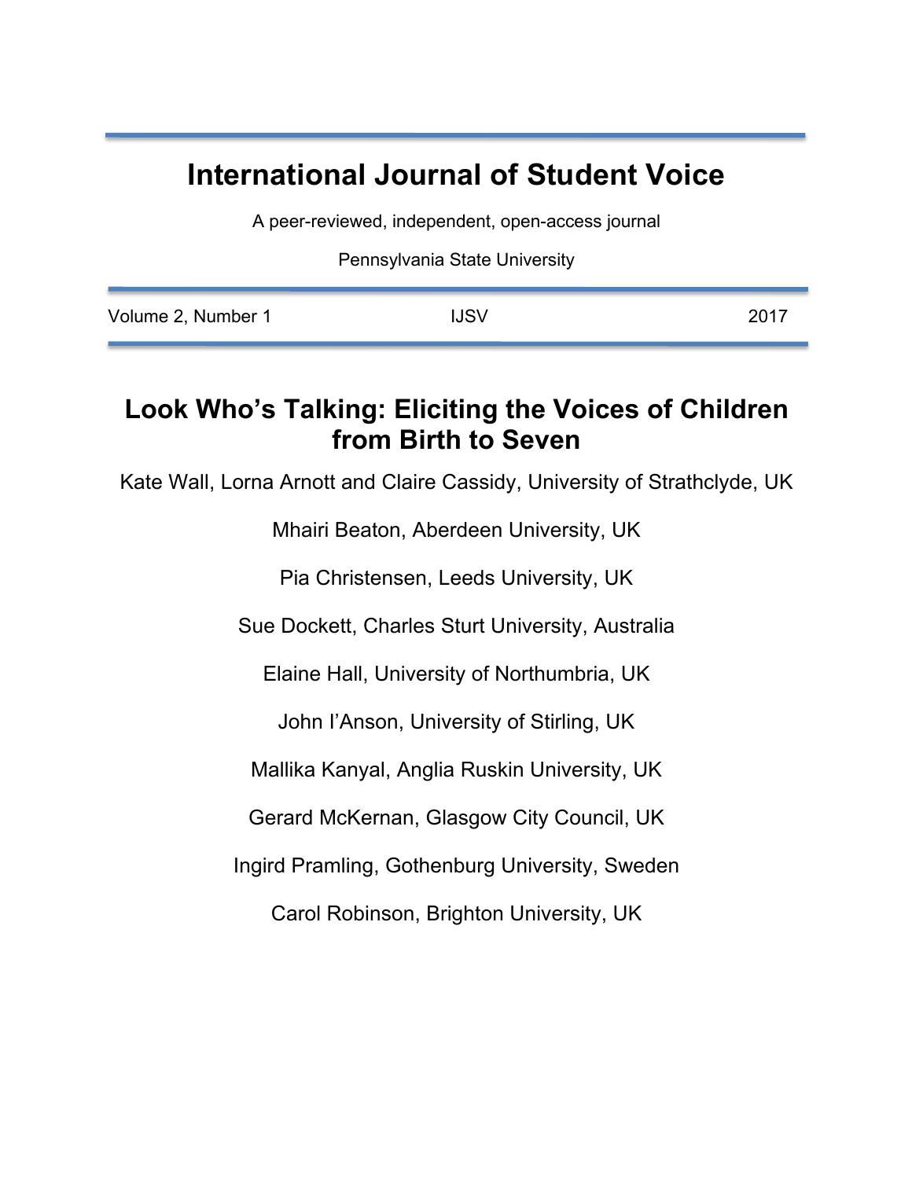# International Journal of Student Voice

A peer-reviewed, independent, open-access journal

Pennsylvania State University

Volume 2, Number 1 IJSV 2017

## Look Who's Talking: Eliciting the Voices of Children from Birth to Seven

Kate Wall, Lorna Arnott and Claire Cassidy, University of Strathclyde, UK

Mhairi Beaton, Aberdeen University, UK

Pia Christensen, Leeds University, UK

Sue Dockett, Charles Sturt University, Australia

Elaine Hall, University of Northumbria, UK

John I'Anson, University of Stirling, UK

Mallika Kanyal, Anglia Ruskin University, UK

Gerard McKernan, Glasgow City Council, UK

Ingird Pramling, Gothenburg University, Sweden

Carol Robinson, Brighton University, UK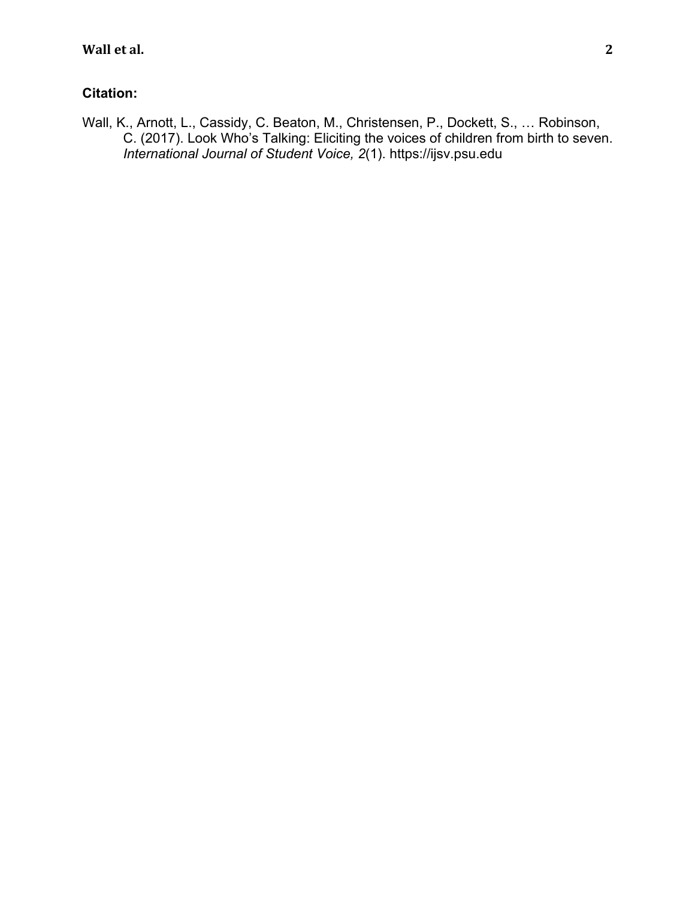**Citation:**

Wall, K., Arnott, L., Cassidy, C. Beaton, M., Christensen, P., Dockett, S., … Robinson, C. (2017). Look Who's Talking: Eliciting the voices of children from birth to seven. *International Journal of Student Voice, 2*(1). https://ijsv.psu.edu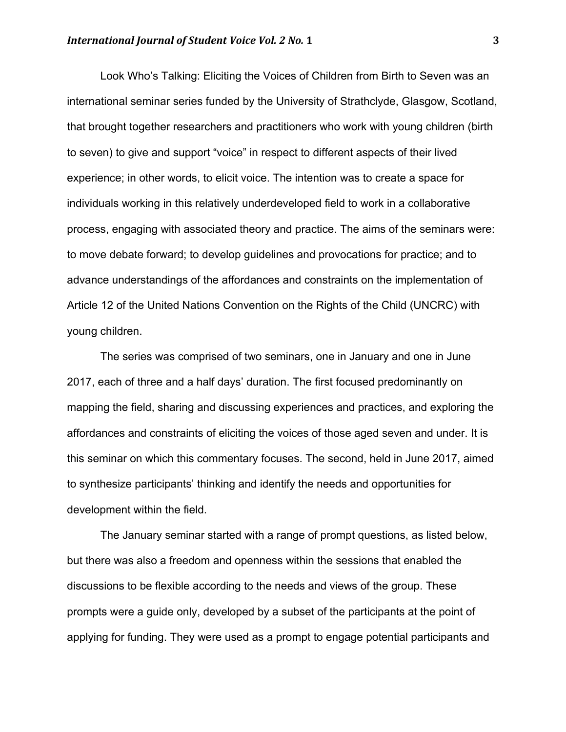Look Who's Talking: Eliciting the Voices of Children from Birth to Seven was an international seminar series funded by the University of Strathclyde, Glasgow, Scotland, that brought together researchers and practitioners who work with young children (birth to seven) to give and support "voice" in respect to different aspects of their lived experience; in other words, to elicit voice. The intention was to create a space for individuals working in this relatively underdeveloped field to work in a collaborative process, engaging with associated theory and practice. The aims of the seminars were: to move debate forward; to develop guidelines and provocations for practice; and to advance understandings of the affordances and constraints on the implementation of Article 12 of the United Nations Convention on the Rights of the Child (UNCRC) with young children.

The series was comprised of two seminars, one in January and one in June 2017, each of three and a half days' duration. The first focused predominantly on mapping the field, sharing and discussing experiences and practices, and exploring the affordances and constraints of eliciting the voices of those aged seven and under. It is this seminar on which this commentary focuses. The second, held in June 2017, aimed to synthesize participants' thinking and identify the needs and opportunities for development within the field.

The January seminar started with a range of prompt questions, as listed below, but there was also a freedom and openness within the sessions that enabled the discussions to be flexible according to the needs and views of the group. These prompts were a guide only, developed by a subset of the participants at the point of applying for funding. They were used as a prompt to engage potential participants and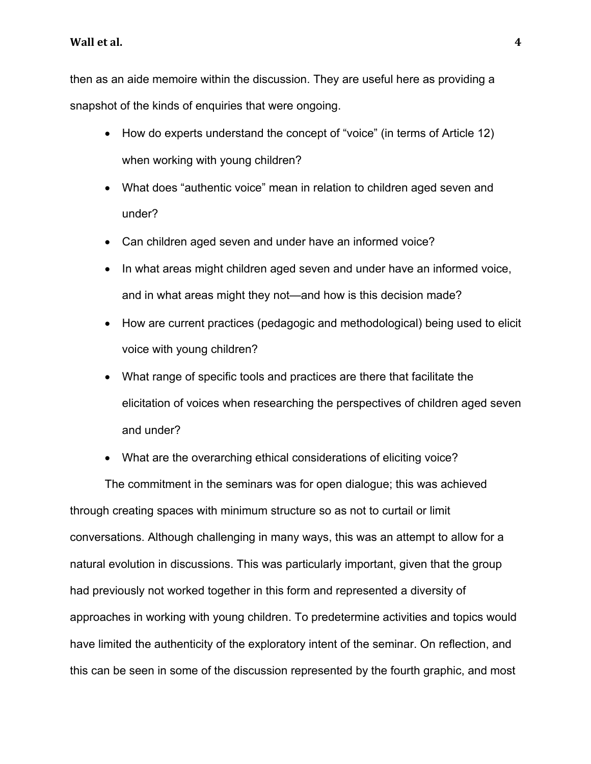then as an aide memoire within the discussion. They are useful here as providing a snapshot of the kinds of enquiries that were ongoing.

- How do experts understand the concept of "voice" (in terms of Article 12) when working with young children?
- What does "authentic voice" mean in relation to children aged seven and under?
- Can children aged seven and under have an informed voice?
- In what areas might children aged seven and under have an informed voice, and in what areas might they not—and how is this decision made?
- How are current practices (pedagogic and methodological) being used to elicit voice with young children?
- What range of specific tools and practices are there that facilitate the elicitation of voices when researching the perspectives of children aged seven and under?
- What are the overarching ethical considerations of eliciting voice?

The commitment in the seminars was for open dialogue; this was achieved through creating spaces with minimum structure so as not to curtail or limit conversations. Although challenging in many ways, this was an attempt to allow for a natural evolution in discussions. This was particularly important, given that the group had previously not worked together in this form and represented a diversity of approaches in working with young children. To predetermine activities and topics would have limited the authenticity of the exploratory intent of the seminar. On reflection, and this can be seen in some of the discussion represented by the fourth graphic, and most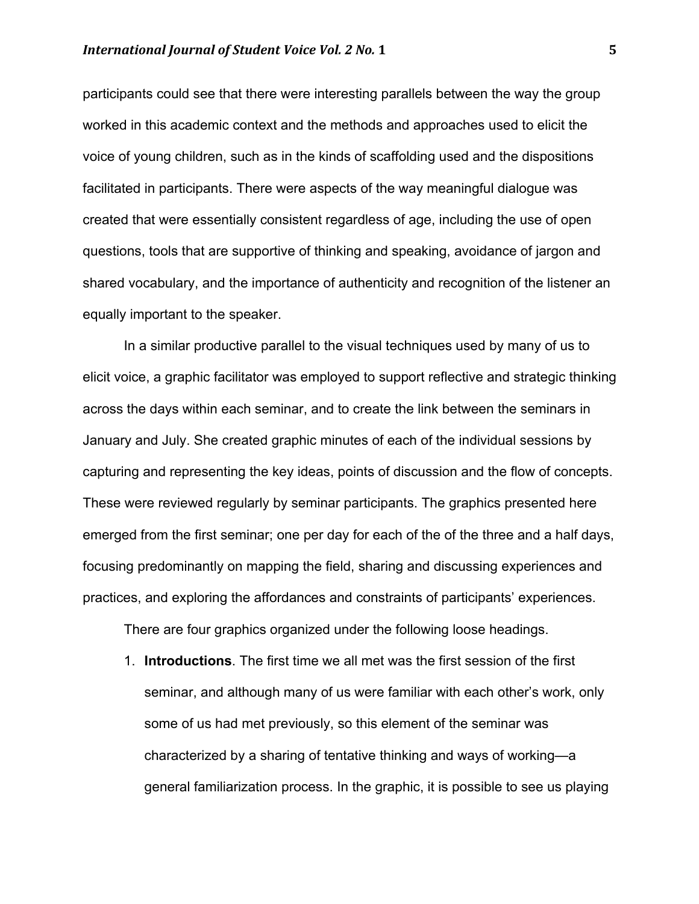participants could see that there were interesting parallels between the way the group worked in this academic context and the methods and approaches used to elicit the voice of young children, such as in the kinds of scaffolding used and the dispositions facilitated in participants. There were aspects of the way meaningful dialogue was created that were essentially consistent regardless of age, including the use of open questions, tools that are supportive of thinking and speaking, avoidance of jargon and shared vocabulary, and the importance of authenticity and recognition of the listener an equally important to the speaker.

In a similar productive parallel to the visual techniques used by many of us to elicit voice, a graphic facilitator was employed to support reflective and strategic thinking across the days within each seminar, and to create the link between the seminars in January and July. She created graphic minutes of each of the individual sessions by capturing and representing the key ideas, points of discussion and the flow of concepts. These were reviewed regularly by seminar participants. The graphics presented here emerged from the first seminar; one per day for each of the of the three and a half days, focusing predominantly on mapping the field, sharing and discussing experiences and practices, and exploring the affordances and constraints of participants' experiences.

There are four graphics organized under the following loose headings.

1. **Introductions**. The first time we all met was the first session of the first seminar, and although many of us were familiar with each other's work, only some of us had met previously, so this element of the seminar was characterized by a sharing of tentative thinking and ways of working—a general familiarization process. In the graphic, it is possible to see us playing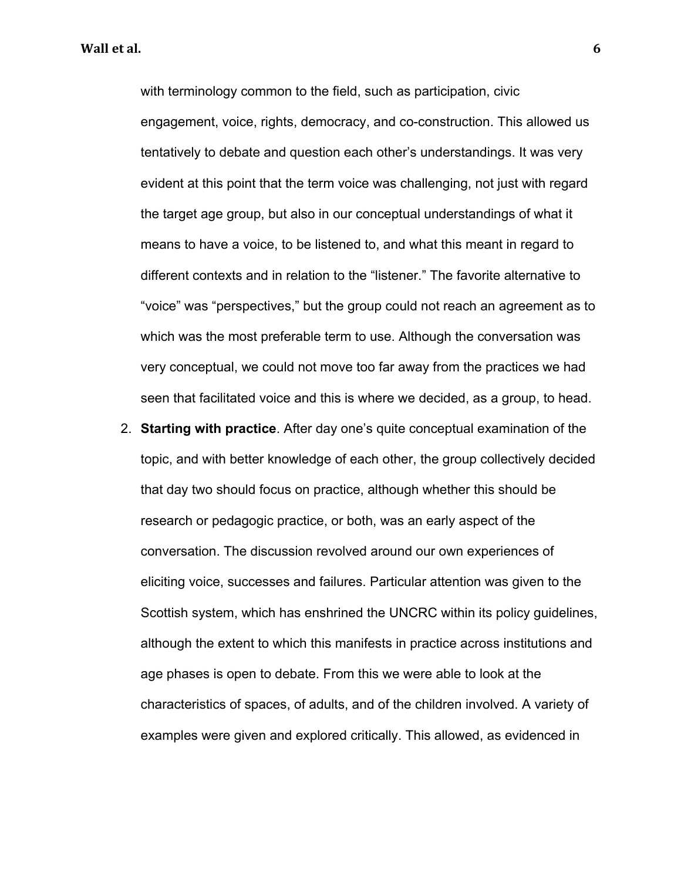with terminology common to the field, such as participation, civic engagement, voice, rights, democracy, and co-construction. This allowed us tentatively to debate and question each other's understandings. It was very evident at this point that the term voice was challenging, not just with regard the target age group, but also in our conceptual understandings of what it means to have a voice, to be listened to, and what this meant in regard to different contexts and in relation to the "listener." The favorite alternative to "voice" was "perspectives," but the group could not reach an agreement as to which was the most preferable term to use. Although the conversation was very conceptual, we could not move too far away from the practices we had seen that facilitated voice and this is where we decided, as a group, to head.

2. **Starting with practice**. After day one's quite conceptual examination of the topic, and with better knowledge of each other, the group collectively decided that day two should focus on practice, although whether this should be research or pedagogic practice, or both, was an early aspect of the conversation. The discussion revolved around our own experiences of eliciting voice, successes and failures. Particular attention was given to the Scottish system, which has enshrined the UNCRC within its policy guidelines, although the extent to which this manifests in practice across institutions and age phases is open to debate. From this we were able to look at the characteristics of spaces, of adults, and of the children involved. A variety of examples were given and explored critically. This allowed, as evidenced in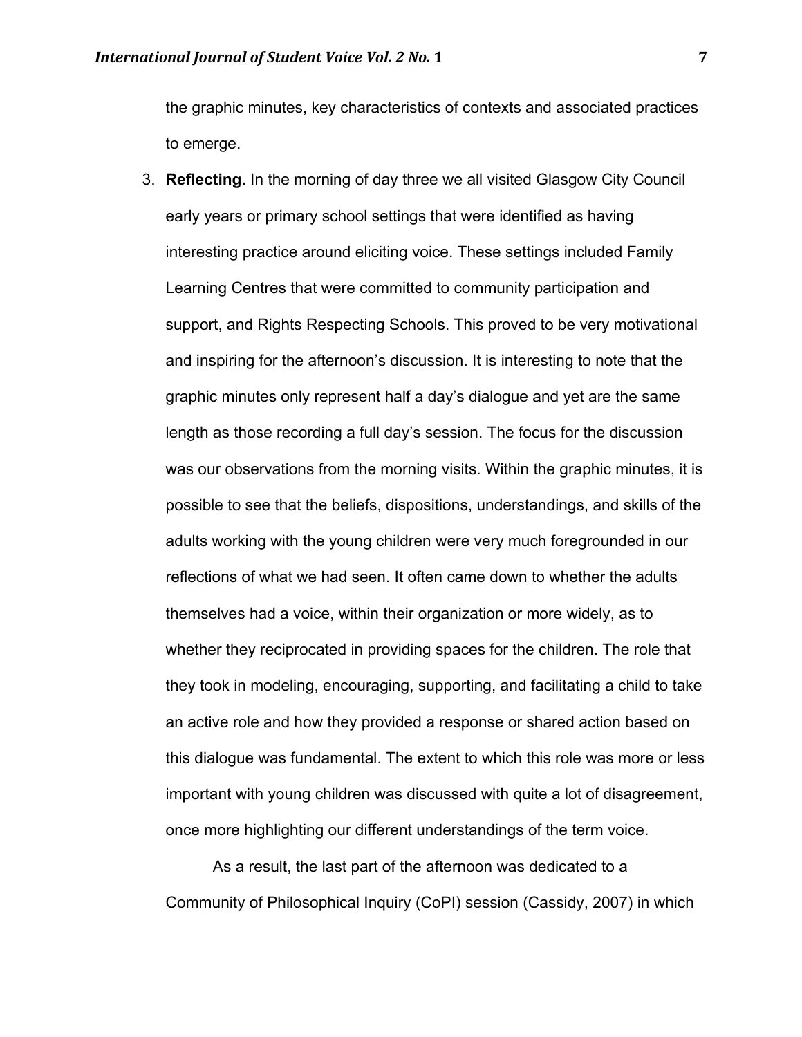the graphic minutes, key characteristics of contexts and associated practices to emerge.

3. **Reflecting.** In the morning of day three we all visited Glasgow City Council early years or primary school settings that were identified as having interesting practice around eliciting voice. These settings included Family Learning Centres that were committed to community participation and support, and Rights Respecting Schools. This proved to be very motivational and inspiring for the afternoon's discussion. It is interesting to note that the graphic minutes only represent half a day's dialogue and yet are the same length as those recording a full day's session. The focus for the discussion was our observations from the morning visits. Within the graphic minutes, it is possible to see that the beliefs, dispositions, understandings, and skills of the adults working with the young children were very much foregrounded in our reflections of what we had seen. It often came down to whether the adults themselves had a voice, within their organization or more widely, as to whether they reciprocated in providing spaces for the children. The role that they took in modeling, encouraging, supporting, and facilitating a child to take an active role and how they provided a response or shared action based on this dialogue was fundamental. The extent to which this role was more or less important with young children was discussed with quite a lot of disagreement, once more highlighting our different understandings of the term voice.

   As a result, the last part of the afternoon was dedicated to a Community of Philosophical Inquiry (CoPI) session (Cassidy, 2007) in which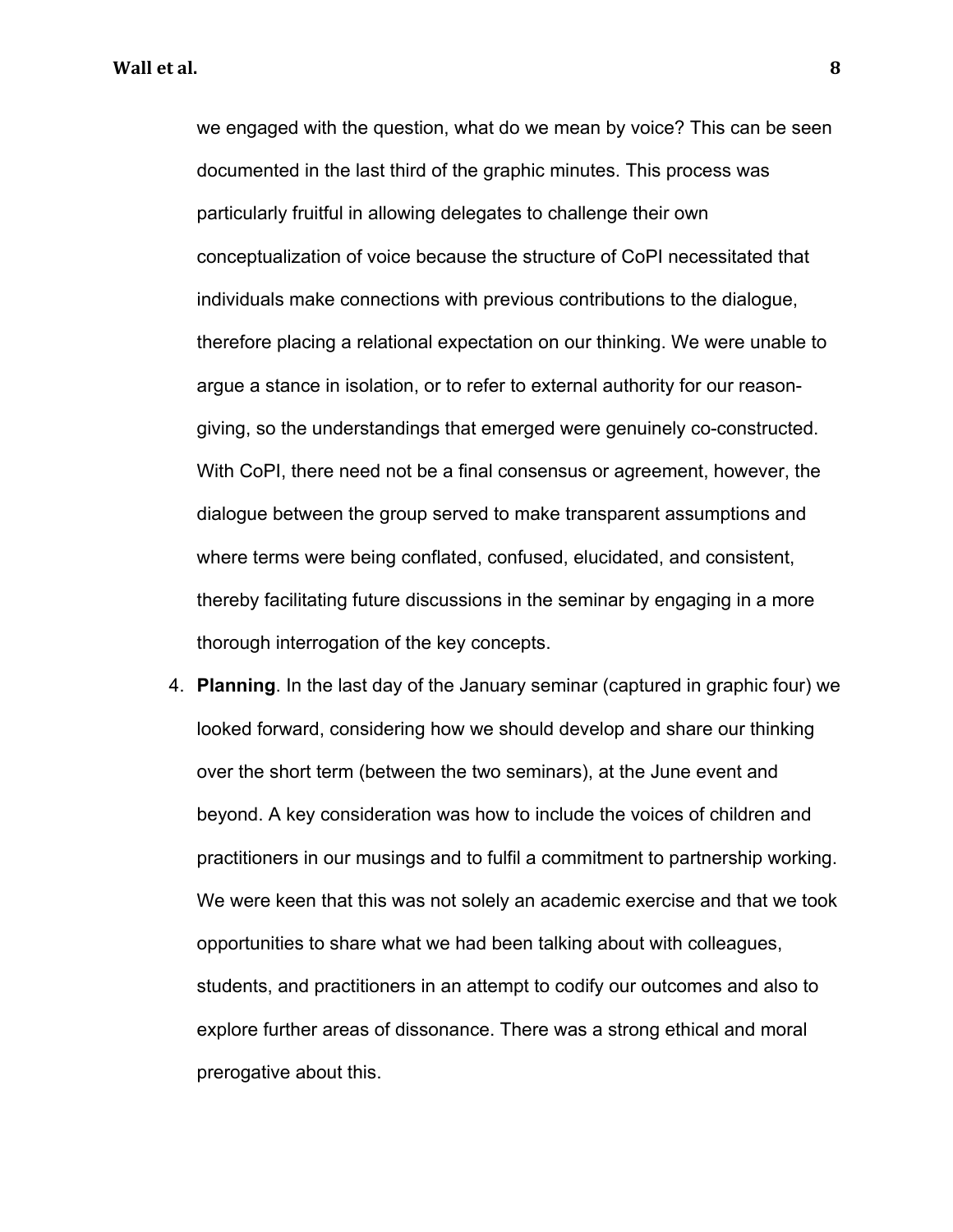we engaged with the question, what do we mean by voice? This can be seen documented in the last third of the graphic minutes. This process was particularly fruitful in allowing delegates to challenge their own conceptualization of voice because the structure of CoPI necessitated that individuals make connections with previous contributions to the dialogue, therefore placing a relational expectation on our thinking. We were unable to argue a stance in isolation, or to refer to external authority for our reason-giving, so the understandings that emerged were genuinely co-constructed. With CoPI, there need not be a final consensus or agreement, however, the dialogue between the group served to make transparent assumptions and where terms were being conflated, confused, elucidated, and consistent, thereby facilitating future discussions in the seminar by engaging in a more thorough interrogation of the key concepts.

4. **Planning**. In the last day of the January seminar (captured in graphic four) we looked forward, considering how we should develop and share our thinking over the short term (between the two seminars), at the June event and beyond. A key consideration was how to include the voices of children and practitioners in our musings and to fulfil a commitment to partnership working. We were keen that this was not solely an academic exercise and that we took opportunities to share what we had been talking about with colleagues, students, and practitioners in an attempt to codify our outcomes and also to explore further areas of dissonance. There was a strong ethical and moral prerogative about this.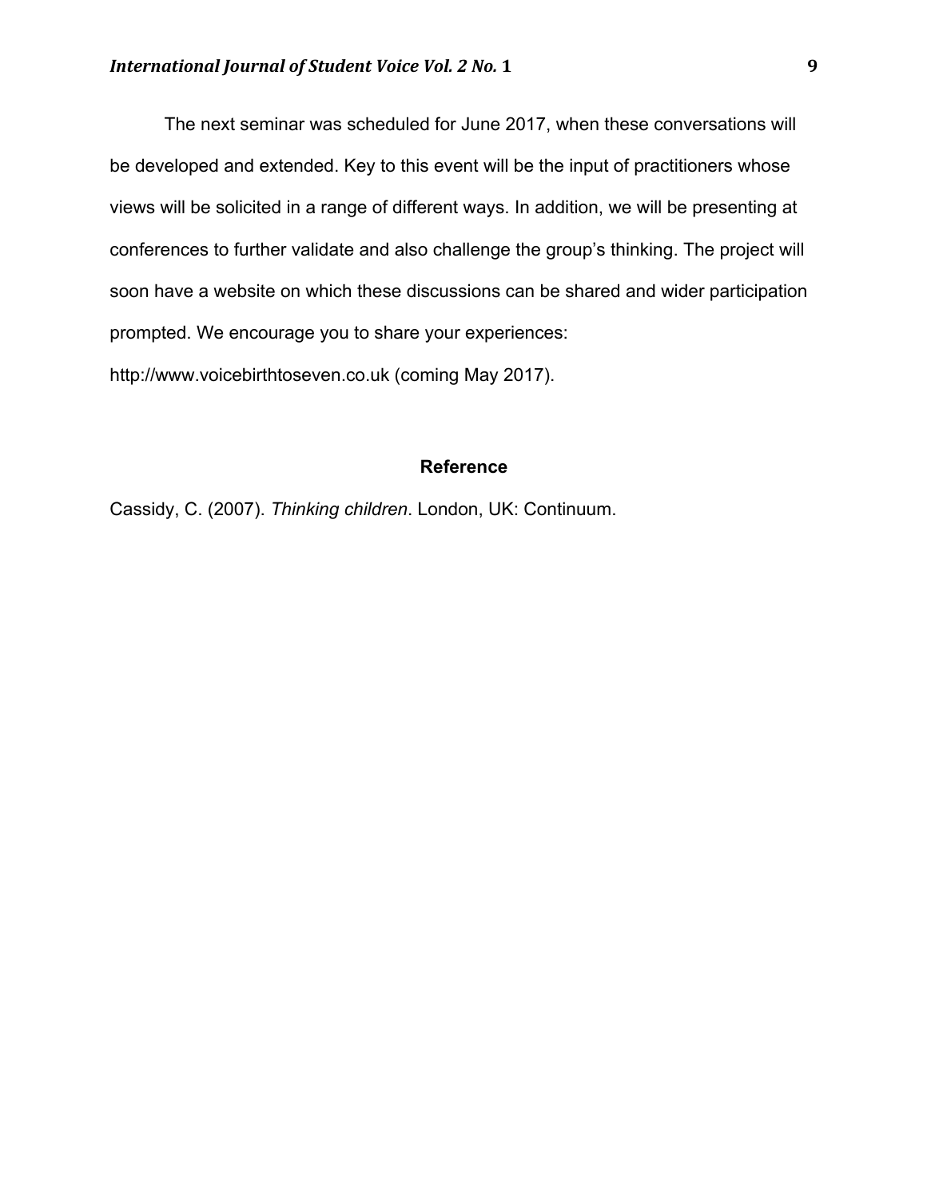The next seminar was scheduled for June 2017, when these conversations will be developed and extended. Key to this event will be the input of practitioners whose views will be solicited in a range of different ways. In addition, we will be presenting at conferences to further validate and also challenge the group's thinking. The project will soon have a website on which these discussions can be shared and wider participation prompted. We encourage you to share your experiences: http://www.voicebirthtoseven.co.uk (coming May 2017).

## Reference

Cassidy, C. (2007). *Thinking children*. London, UK: Continuum.